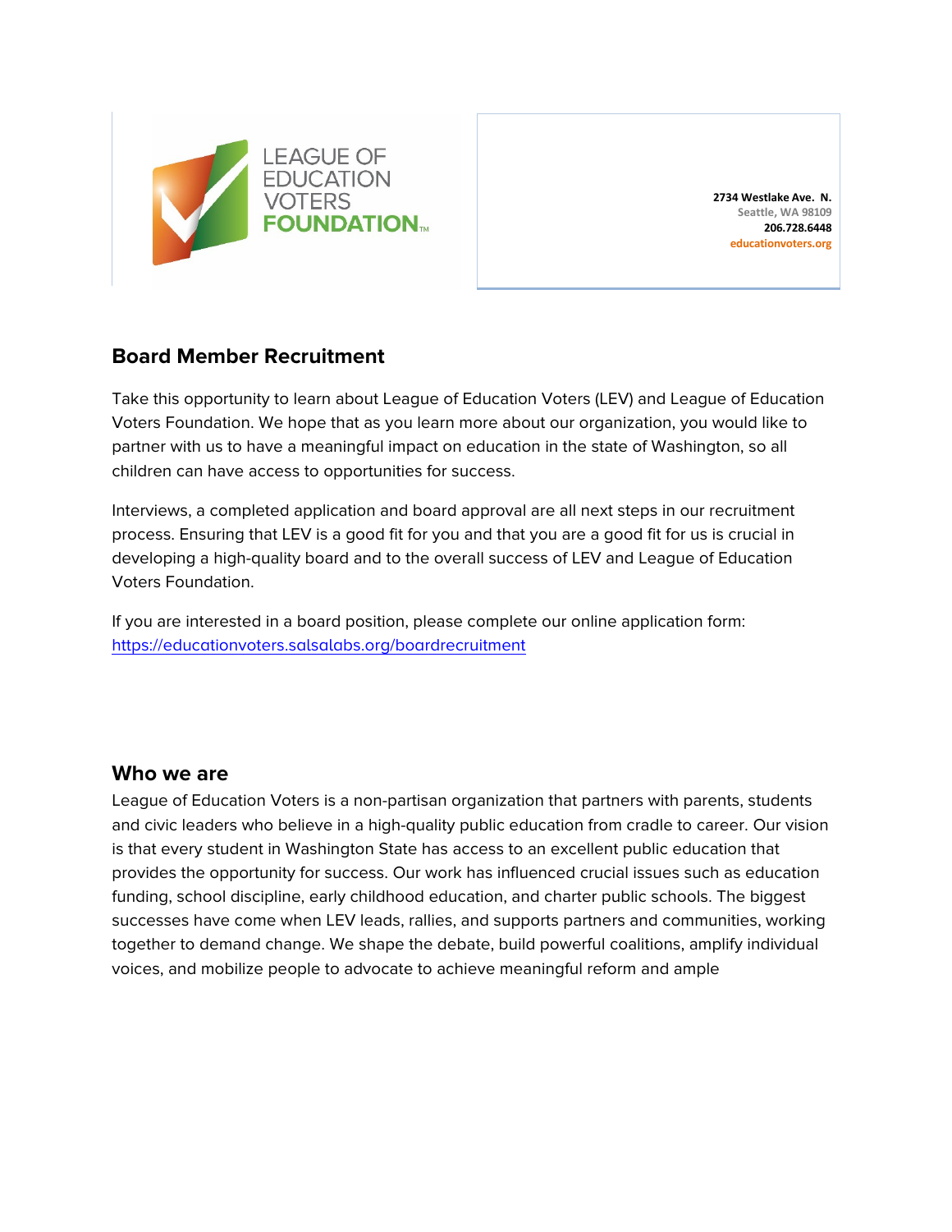LEAGUE OF EDUCATION VOTERS **FOUNDATION**™

**2734 Westlake Ave. N.**
Seattle, WA 98109
**206.728.6448**
educationvoters.org

## Board Member Recruitment

Take this opportunity to learn about League of Education Voters (LEV) and League of Education Voters Foundation. We hope that as you learn more about our organization, you would like to partner with us to have a meaningful impact on education in the state of Washington, so all children can have access to opportunities for success.

Interviews, a completed application and board approval are all next steps in our recruitment process. Ensuring that LEV is a good fit for you and that you are a good fit for us is crucial in developing a high-quality board and to the overall success of LEV and League of Education Voters Foundation.

If you are interested in a board position, please complete our online application form: https://educationvoters.salsalabs.org/boardrecruitment

## Who we are

League of Education Voters is a non-partisan organization that partners with parents, students and civic leaders who believe in a high-quality public education from cradle to career. Our vision is that every student in Washington State has access to an excellent public education that provides the opportunity for success. Our work has influenced crucial issues such as education funding, school discipline, early childhood education, and charter public schools. The biggest successes have come when LEV leads, rallies, and supports partners and communities, working together to demand change. We shape the debate, build powerful coalitions, amplify individual voices, and mobilize people to advocate to achieve meaningful reform and ample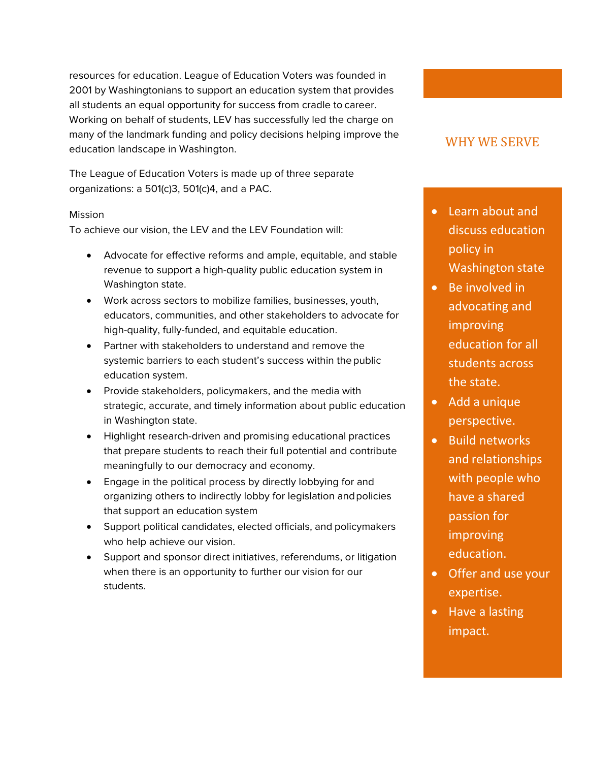resources for education. League of Education Voters was founded in 2001 by Washingtonians to support an education system that provides all students an equal opportunity for success from cradle to career. Working on behalf of students, LEV has successfully led the charge on many of the landmark funding and policy decisions helping improve the education landscape in Washington.

The League of Education Voters is made up of three separate organizations: a 501(c)3, 501(c)4, and a PAC.

Mission
To achieve our vision, the LEV and the LEV Foundation will:

- Advocate for effective reforms and ample, equitable, and stable revenue to support a high-quality public education system in Washington state.
- Work across sectors to mobilize families, businesses, youth, educators, communities, and other stakeholders to advocate for high-quality, fully-funded, and equitable education.
- Partner with stakeholders to understand and remove the systemic barriers to each student's success within the public education system.
- Provide stakeholders, policymakers, and the media with strategic, accurate, and timely information about public education in Washington state.
- Highlight research-driven and promising educational practices that prepare students to reach their full potential and contribute meaningfully to our democracy and economy.
- Engage in the political process by directly lobbying for and organizing others to indirectly lobby for legislation and policies that support an education system
- Support political candidates, elected officials, and policymakers who help achieve our vision.
- Support and sponsor direct initiatives, referendums, or litigation when there is an opportunity to further our vision for our students.

## WHY WE SERVE

- Learn about and discuss education policy in Washington state
- Be involved in advocating and improving education for all students across the state.
- Add a unique perspective.
- Build networks and relationships with people who have a shared passion for improving education.
- Offer and use your expertise.
- Have a lasting impact.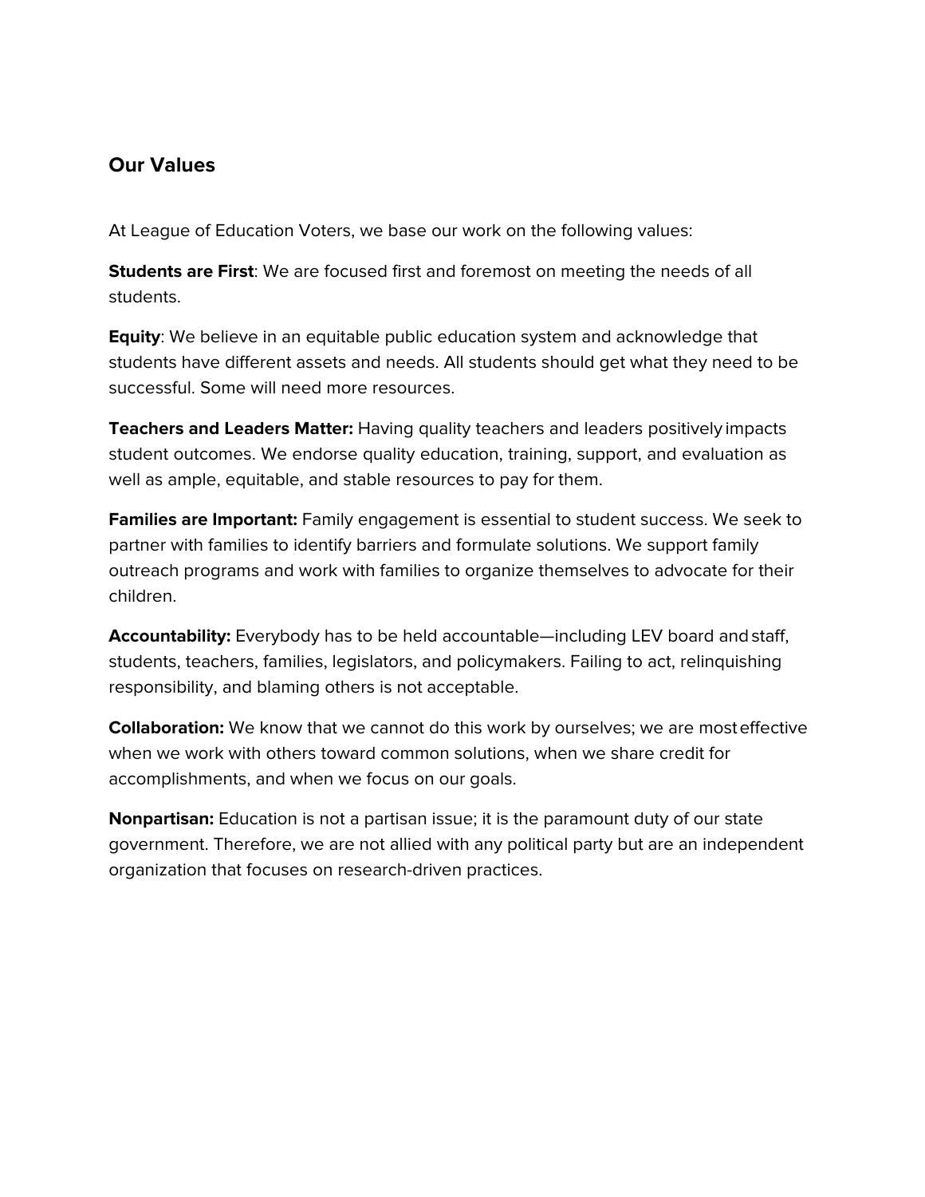## Our Values

At League of Education Voters, we base our work on the following values:

**Students are First**: We are focused first and foremost on meeting the needs of all students.

**Equity**: We believe in an equitable public education system and acknowledge that students have different assets and needs. All students should get what they need to be successful. Some will need more resources.

**Teachers and Leaders Matter:** Having quality teachers and leaders positively impacts student outcomes. We endorse quality education, training, support, and evaluation as well as ample, equitable, and stable resources to pay for them.

**Families are Important:** Family engagement is essential to student success. We seek to partner with families to identify barriers and formulate solutions. We support family outreach programs and work with families to organize themselves to advocate for their children.

**Accountability:** Everybody has to be held accountable—including LEV board and staff, students, teachers, families, legislators, and policymakers. Failing to act, relinquishing responsibility, and blaming others is not acceptable.

**Collaboration:** We know that we cannot do this work by ourselves; we are most effective when we work with others toward common solutions, when we share credit for accomplishments, and when we focus on our goals.

**Nonpartisan:** Education is not a partisan issue; it is the paramount duty of our state government. Therefore, we are not allied with any political party but are an independent organization that focuses on research-driven practices.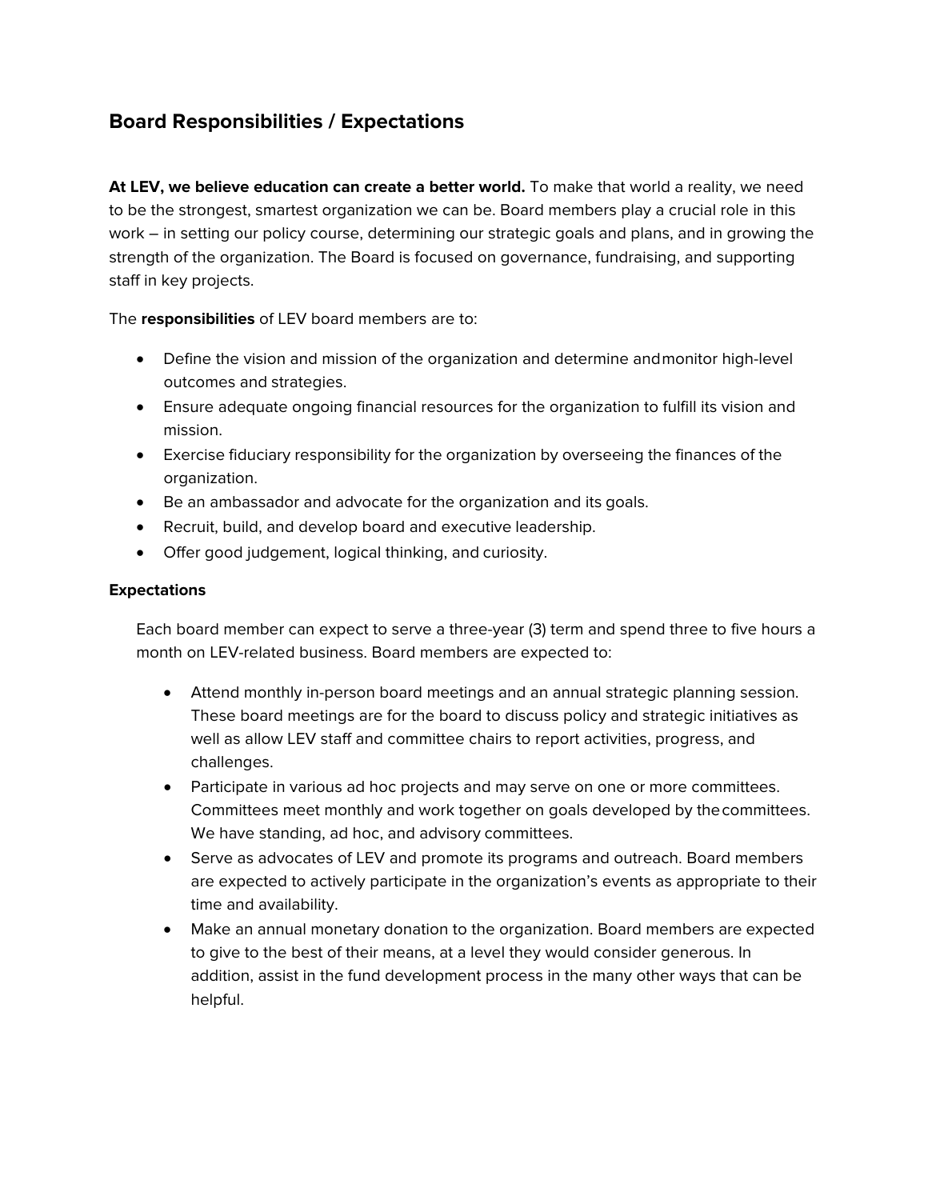## Board Responsibilities / Expectations

**At LEV, we believe education can create a better world.** To make that world a reality, we need to be the strongest, smartest organization we can be. Board members play a crucial role in this work – in setting our policy course, determining our strategic goals and plans, and in growing the strength of the organization. The Board is focused on governance, fundraising, and supporting staff in key projects.

The **responsibilities** of LEV board members are to:

- Define the vision and mission of the organization and determine and monitor high-level outcomes and strategies.
- Ensure adequate ongoing financial resources for the organization to fulfill its vision and mission.
- Exercise fiduciary responsibility for the organization by overseeing the finances of the organization.
- Be an ambassador and advocate for the organization and its goals.
- Recruit, build, and develop board and executive leadership.
- Offer good judgement, logical thinking, and curiosity.

### Expectations

Each board member can expect to serve a three-year (3) term and spend three to five hours a month on LEV-related business. Board members are expected to:

- Attend monthly in-person board meetings and an annual strategic planning session. These board meetings are for the board to discuss policy and strategic initiatives as well as allow LEV staff and committee chairs to report activities, progress, and challenges.
- Participate in various ad hoc projects and may serve on one or more committees. Committees meet monthly and work together on goals developed by the committees. We have standing, ad hoc, and advisory committees.
- Serve as advocates of LEV and promote its programs and outreach. Board members are expected to actively participate in the organization's events as appropriate to their time and availability.
- Make an annual monetary donation to the organization. Board members are expected to give to the best of their means, at a level they would consider generous. In addition, assist in the fund development process in the many other ways that can be helpful.